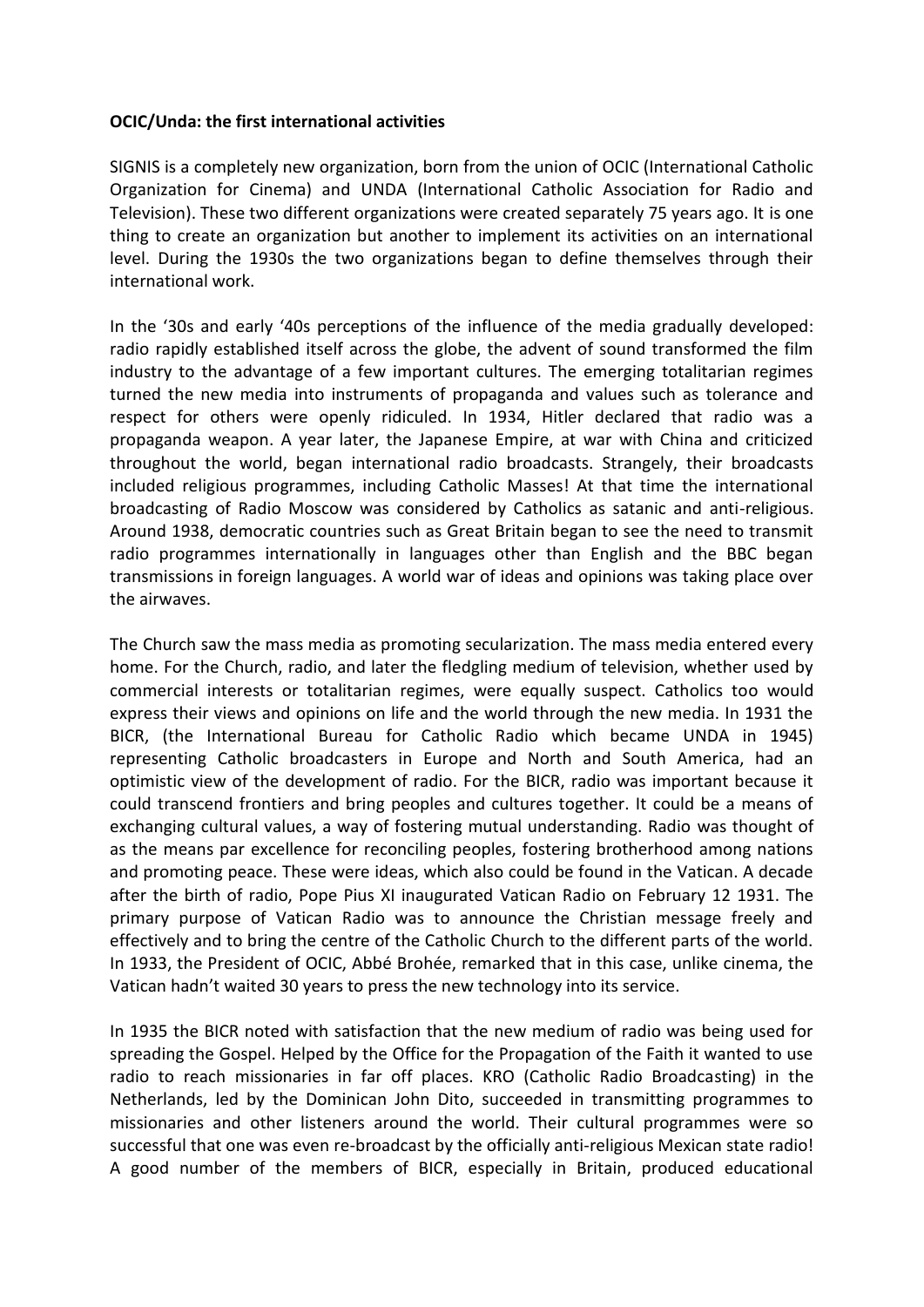**OCIC/Unda: the first international activities**

SIGNIS is a completely new organization, born from the union of OCIC (International Catholic Organization for Cinema) and UNDA (International Catholic Association for Radio and Television). These two different organizations were created separately 75 years ago. It is one thing to create an organization but another to implement its activities on an international level. During the 1930s the two organizations began to define themselves through their international work.

In the '30s and early '40s perceptions of the influence of the media gradually developed: radio rapidly established itself across the globe, the advent of sound transformed the film industry to the advantage of a few important cultures. The emerging totalitarian regimes turned the new media into instruments of propaganda and values such as tolerance and respect for others were openly ridiculed. In 1934, Hitler declared that radio was a propaganda weapon. A year later, the Japanese Empire, at war with China and criticized throughout the world, began international radio broadcasts. Strangely, their broadcasts included religious programmes, including Catholic Masses! At that time the international broadcasting of Radio Moscow was considered by Catholics as satanic and anti-religious. Around 1938, democratic countries such as Great Britain began to see the need to transmit radio programmes internationally in languages other than English and the BBC began transmissions in foreign languages. A world war of ideas and opinions was taking place over the airwaves.

The Church saw the mass media as promoting secularization. The mass media entered every home. For the Church, radio, and later the fledgling medium of television, whether used by commercial interests or totalitarian regimes, were equally suspect. Catholics too would express their views and opinions on life and the world through the new media. In 1931 the BICR, (the International Bureau for Catholic Radio which became UNDA in 1945) representing Catholic broadcasters in Europe and North and South America, had an optimistic view of the development of radio. For the BICR, radio was important because it could transcend frontiers and bring peoples and cultures together. It could be a means of exchanging cultural values, a way of fostering mutual understanding. Radio was thought of as the means par excellence for reconciling peoples, fostering brotherhood among nations and promoting peace. These were ideas, which also could be found in the Vatican. A decade after the birth of radio, Pope Pius XI inaugurated Vatican Radio on February 12 1931. The primary purpose of Vatican Radio was to announce the Christian message freely and effectively and to bring the centre of the Catholic Church to the different parts of the world. In 1933, the President of OCIC, Abbé Brohée, remarked that in this case, unlike cinema, the Vatican hadn't waited 30 years to press the new technology into its service.

In 1935 the BICR noted with satisfaction that the new medium of radio was being used for spreading the Gospel. Helped by the Office for the Propagation of the Faith it wanted to use radio to reach missionaries in far off places. KRO (Catholic Radio Broadcasting) in the Netherlands, led by the Dominican John Dito, succeeded in transmitting programmes to missionaries and other listeners around the world. Their cultural programmes were so successful that one was even re-broadcast by the officially anti-religious Mexican state radio! A good number of the members of BICR, especially in Britain, produced educational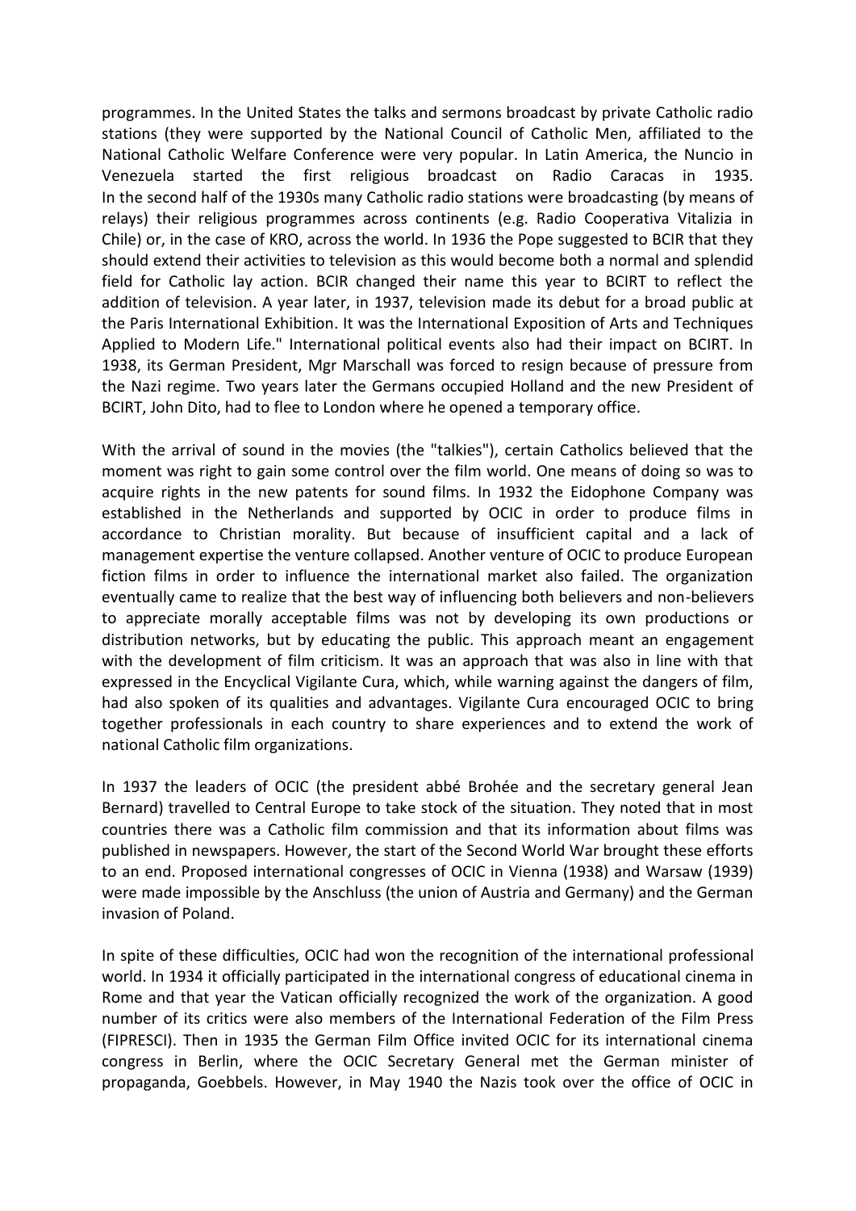programmes. In the United States the talks and sermons broadcast by private Catholic radio stations (they were supported by the National Council of Catholic Men, affiliated to the National Catholic Welfare Conference were very popular. In Latin America, the Nuncio in Venezuela started the first religious broadcast on Radio Caracas in 1935. In the second half of the 1930s many Catholic radio stations were broadcasting (by means of relays) their religious programmes across continents (e.g. Radio Cooperativa Vitalizia in Chile) or, in the case of KRO, across the world. In 1936 the Pope suggested to BCIR that they should extend their activities to television as this would become both a normal and splendid field for Catholic lay action. BCIR changed their name this year to BCIRT to reflect the addition of television. A year later, in 1937, television made its debut for a broad public at the Paris International Exhibition. It was the International Exposition of Arts and Techniques Applied to Modern Life." International political events also had their impact on BCIRT. In 1938, its German President, Mgr Marschall was forced to resign because of pressure from the Nazi regime. Two years later the Germans occupied Holland and the new President of BCIRT, John Dito, had to flee to London where he opened a temporary office.

With the arrival of sound in the movies (the "talkies"), certain Catholics believed that the moment was right to gain some control over the film world. One means of doing so was to acquire rights in the new patents for sound films. In 1932 the Eidophone Company was established in the Netherlands and supported by OCIC in order to produce films in accordance to Christian morality. But because of insufficient capital and a lack of management expertise the venture collapsed. Another venture of OCIC to produce European fiction films in order to influence the international market also failed. The organization eventually came to realize that the best way of influencing both believers and non-believers to appreciate morally acceptable films was not by developing its own productions or distribution networks, but by educating the public. This approach meant an engagement with the development of film criticism. It was an approach that was also in line with that expressed in the Encyclical Vigilante Cura, which, while warning against the dangers of film, had also spoken of its qualities and advantages. Vigilante Cura encouraged OCIC to bring together professionals in each country to share experiences and to extend the work of national Catholic film organizations.

In 1937 the leaders of OCIC (the president abbé Brohée and the secretary general Jean Bernard) travelled to Central Europe to take stock of the situation. They noted that in most countries there was a Catholic film commission and that its information about films was published in newspapers. However, the start of the Second World War brought these efforts to an end. Proposed international congresses of OCIC in Vienna (1938) and Warsaw (1939) were made impossible by the Anschluss (the union of Austria and Germany) and the German invasion of Poland.

In spite of these difficulties, OCIC had won the recognition of the international professional world. In 1934 it officially participated in the international congress of educational cinema in Rome and that year the Vatican officially recognized the work of the organization. A good number of its critics were also members of the International Federation of the Film Press (FIPRESCI). Then in 1935 the German Film Office invited OCIC for its international cinema congress in Berlin, where the OCIC Secretary General met the German minister of propaganda, Goebbels. However, in May 1940 the Nazis took over the office of OCIC in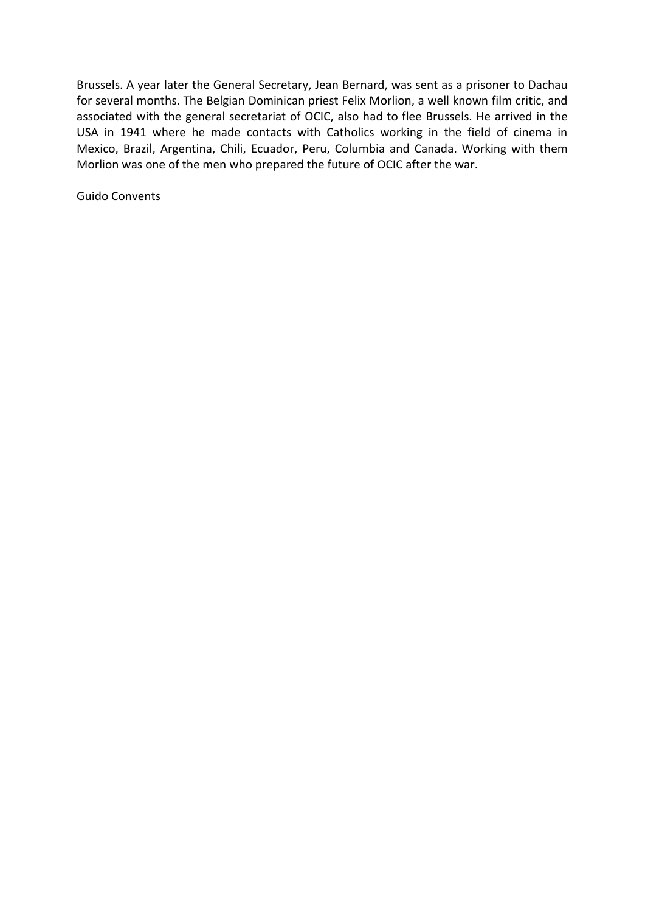Brussels. A year later the General Secretary, Jean Bernard, was sent as a prisoner to Dachau for several months. The Belgian Dominican priest Felix Morlion, a well known film critic, and associated with the general secretariat of OCIC, also had to flee Brussels. He arrived in the USA in 1941 where he made contacts with Catholics working in the field of cinema in Mexico, Brazil, Argentina, Chili, Ecuador, Peru, Columbia and Canada. Working with them Morlion was one of the men who prepared the future of OCIC after the war.

Guido Convents